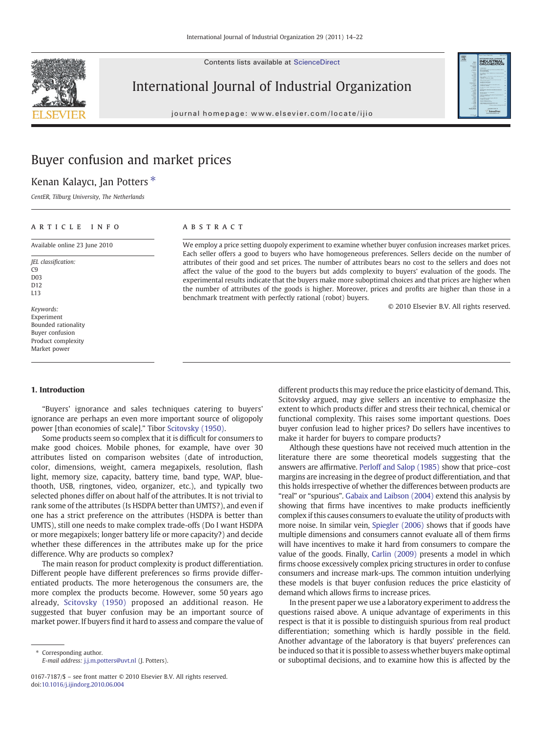# Buyer confusion and market prices

Kenan Kalaycı, Jan Potters *

*CentER, Tilburg University, The Netherlands*

## ARTICLE INFO

Available online 23 June 2010

*JEL classification:*
C9
D03
D12
L13

*Keywords:*
Experiment
Bounded rationality
Buyer confusion
Product complexity
Market power

## ABSTRACT

We employ a price setting duopoly experiment to examine whether buyer confusion increases market prices. Each seller offers a good to buyers who have homogeneous preferences. Sellers decide on the number of attributes of their good and set prices. The number of attributes bears no cost to the sellers and does not affect the value of the good to the buyers but adds complexity to buyers' evaluation of the goods. The experimental results indicate that the buyers make more suboptimal choices and that prices are higher when the number of attributes of the goods is higher. Moreover, prices and profits are higher than those in a benchmark treatment with perfectly rational (robot) buyers.

© 2010 Elsevier B.V. All rights reserved.

## 1. Introduction

"Buyers' ignorance and sales techniques catering to buyers' ignorance are perhaps an even more important source of oligopoly power [than economies of scale]." Tibor Scitovsky (1950).

Some products seem so complex that it is difficult for consumers to make good choices. Mobile phones, for example, have over 30 attributes listed on comparison websites (date of introduction, color, dimensions, weight, camera megapixels, resolution, flash light, memory size, capacity, battery time, band type, WAP, bluetooth, USB, ringtones, video, organizer, etc.), and typically two selected phones differ on about half of the attributes. It is not trivial to rank some of the attributes (Is HSDPA better than UMTS?), and even if one has a strict preference on the attributes (HSDPA is better than UMTS), still one needs to make complex trade-offs (Do I want HSDPA or more megapixels; longer battery life or more capacity?) and decide whether these differences in the attributes make up for the price difference. Why are products so complex?

The main reason for product complexity is product differentiation. Different people have different preferences so firms provide differentiated products. The more heterogenous the consumers are, the more complex the products become. However, some 50 years ago already, Scitovsky (1950) proposed an additional reason. He suggested that buyer confusion may be an important source of market power. If buyers find it hard to assess and compare the value of different products this may reduce the price elasticity of demand. This, Scitovsky argued, may give sellers an incentive to emphasize the extent to which products differ and stress their technical, chemical or functional complexity. This raises some important questions. Does buyer confusion lead to higher prices? Do sellers have incentives to make it harder for buyers to compare products?

Although these questions have not received much attention in the literature there are some theoretical models suggesting that the answers are affirmative. Perloff and Salop (1985) show that price–cost margins are increasing in the degree of product differentiation, and that this holds irrespective of whether the differences between products are "real" or "spurious". Gabaix and Laibson (2004) extend this analysis by showing that firms have incentives to make products inefficiently complex if this causes consumers to evaluate the utility of products with more noise. In similar vein, Spiegler (2006) shows that if goods have multiple dimensions and consumers cannot evaluate all of them firms will have incentives to make it hard from consumers to compare the value of the goods. Finally, Carlin (2009) presents a model in which firms choose excessively complex pricing structures in order to confuse consumers and increase mark-ups. The common intuition underlying these models is that buyer confusion reduces the price elasticity of demand which allows firms to increase prices.

In the present paper we use a laboratory experiment to address the questions raised above. A unique advantage of experiments in this respect is that it is possible to distinguish spurious from real product differentiation; something which is hardly possible in the field. Another advantage of the laboratory is that buyers' preferences can be induced so that it is possible to assess whether buyers make optimal or suboptimal decisions, and to examine how this is affected by the

* Corresponding author.
E-mail address: j.j.m.potters@uvt.nl (J. Potters).

0167-7187/$ – see front matter © 2010 Elsevier B.V. All rights reserved.
doi:10.1016/j.ijindorg.2010.06.004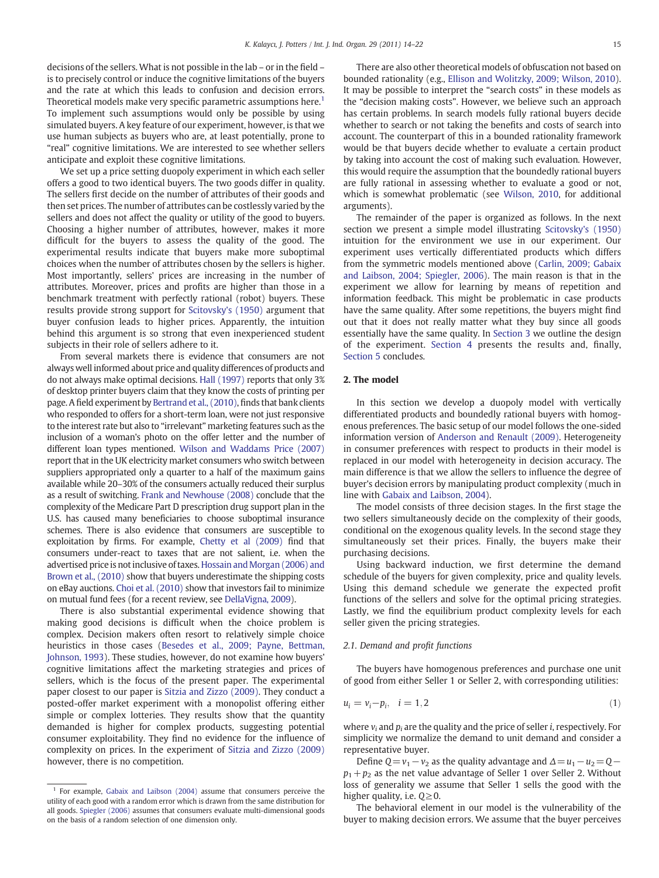decisions of the sellers. What is not possible in the lab – or in the field – is to precisely control or induce the cognitive limitations of the buyers and the rate at which this leads to confusion and decision errors. Theoretical models make very specific parametric assumptions here.[1] To implement such assumptions would only be possible by using simulated buyers. A key feature of our experiment, however, is that we use human subjects as buyers who are, at least potentially, prone to "real" cognitive limitations. We are interested to see whether sellers anticipate and exploit these cognitive limitations.

We set up a price setting duopoly experiment in which each seller offers a good to two identical buyers. The two goods differ in quality. The sellers first decide on the number of attributes of their goods and then set prices. The number of attributes can be costlessly varied by the sellers and does not affect the quality or utility of the good to buyers. Choosing a higher number of attributes, however, makes it more difficult for the buyers to assess the quality of the good. The experimental results indicate that buyers make more suboptimal choices when the number of attributes chosen by the sellers is higher. Most importantly, sellers' prices are increasing in the number of attributes. Moreover, prices and profits are higher than those in a benchmark treatment with perfectly rational (robot) buyers. These results provide strong support for Scitovsky's (1950) argument that buyer confusion leads to higher prices. Apparently, the intuition behind this argument is so strong that even inexperienced student subjects in their role of sellers adhere to it.

From several markets there is evidence that consumers are not always well informed about price and quality differences of products and do not always make optimal decisions. Hall (1997) reports that only 3% of desktop printer buyers claim that they know the costs of printing per page. A field experiment by Bertrand et al., (2010), finds that bank clients who responded to offers for a short-term loan, were not just responsive to the interest rate but also to "irrelevant" marketing features such as the inclusion of a woman's photo on the offer letter and the number of different loan types mentioned. Wilson and Waddams Price (2007) report that in the UK electricity market consumers who switch between suppliers appropriated only a quarter to a half of the maximum gains available while 20–30% of the consumers actually reduced their surplus as a result of switching. Frank and Newhouse (2008) conclude that the complexity of the Medicare Part D prescription drug support plan in the U.S. has caused many beneficiaries to choose suboptimal insurance schemes. There is also evidence that consumers are susceptible to exploitation by firms. For example, Chetty et al (2009) find that consumers under-react to taxes that are not salient, i.e. when the advertised price is not inclusive of taxes. Hossain and Morgan (2006) and Brown et al., (2010) show that buyers underestimate the shipping costs on eBay auctions. Choi et al. (2010) show that investors fail to minimize on mutual fund fees (for a recent review, see DellaVigna, 2009).

There is also substantial experimental evidence showing that making good decisions is difficult when the choice problem is complex. Decision makers often resort to relatively simple choice heuristics in those cases (Besedes et al., 2009; Payne, Bettman, Johnson, 1993). These studies, however, do not examine how buyers' cognitive limitations affect the marketing strategies and prices of sellers, which is the focus of the present paper. The experimental paper closest to our paper is Sitzia and Zizzo (2009). They conduct a posted-offer market experiment with a monopolist offering either simple or complex lotteries. They results show that the quantity demanded is higher for complex products, suggesting potential consumer exploitability. They find no evidence for the influence of complexity on prices. In the experiment of Sitzia and Zizzo (2009) however, there is no competition.

There are also other theoretical models of obfuscation not based on bounded rationality (e.g., Ellison and Wolitzky, 2009; Wilson, 2010). It may be possible to interpret the "search costs" in these models as the "decision making costs". However, we believe such an approach has certain problems. In search models fully rational buyers decide whether to search or not taking the benefits and costs of search into account. The counterpart of this in a bounded rationality framework would be that buyers decide whether to evaluate a certain product by taking into account the cost of making such evaluation. However, this would require the assumption that the boundedly rational buyers are fully rational in assessing whether to evaluate a good or not, which is somewhat problematic (see Wilson, 2010, for additional arguments).

The remainder of the paper is organized as follows. In the next section we present a simple model illustrating Scitovsky's (1950) intuition for the environment we use in our experiment. Our experiment uses vertically differentiated products which differs from the symmetric models mentioned above (Carlin, 2009; Gabaix and Laibson, 2004; Spiegler, 2006). The main reason is that in the experiment we allow for learning by means of repetition and information feedback. This might be problematic in case products have the same quality. After some repetitions, the buyers might find out that it does not really matter what they buy since all goods essentially have the same quality. In Section 3 we outline the design of the experiment. Section 4 presents the results and, finally, Section 5 concludes.

## 2. The model

In this section we develop a duopoly model with vertically differentiated products and boundedly rational buyers with homogenous preferences. The basic setup of our model follows the one-sided information version of Anderson and Renault (2009). Heterogeneity in consumer preferences with respect to products in their model is replaced in our model with heterogeneity in decision accuracy. The main difference is that we allow the sellers to influence the degree of buyer's decision errors by manipulating product complexity (much in line with Gabaix and Laibson, 2004).

The model consists of three decision stages. In the first stage the two sellers simultaneously decide on the complexity of their goods, conditional on the exogenous quality levels. In the second stage they simultaneously set their prices. Finally, the buyers make their purchasing decisions.

Using backward induction, we first determine the demand schedule of the buyers for given complexity, price and quality levels. Using this demand schedule we generate the expected profit functions of the sellers and solve for the optimal pricing strategies. Lastly, we find the equilibrium product complexity levels for each seller given the pricing strategies.

### 2.1. Demand and profit functions

The buyers have homogenous preferences and purchase one unit of good from either Seller 1 or Seller 2, with corresponding utilities:

$$u_i = v_i - p_i, \quad i = 1, 2 \tag{1}$$

where $v_i$ and $p_i$ are the quality and the price of seller $i$, respectively. For simplicity we normalize the demand to unit demand and consider a representative buyer.

Define $Q = v_1 - v_2$ as the quality advantage and $\Delta = u_1 - u_2 = Q - p_1 + p_2$ as the net value advantage of Seller 1 over Seller 2. Without loss of generality we assume that Seller 1 sells the good with the higher quality, i.e. $Q \geq 0$.

The behavioral element in our model is the vulnerability of the buyer to making decision errors. We assume that the buyer perceives

[1] For example, Gabaix and Laibson (2004) assume that consumers perceive the utility of each good with a random error which is drawn from the same distribution for all goods. Spiegler (2006) assumes that consumers evaluate multi-dimensional goods on the basis of a random selection of one dimension only.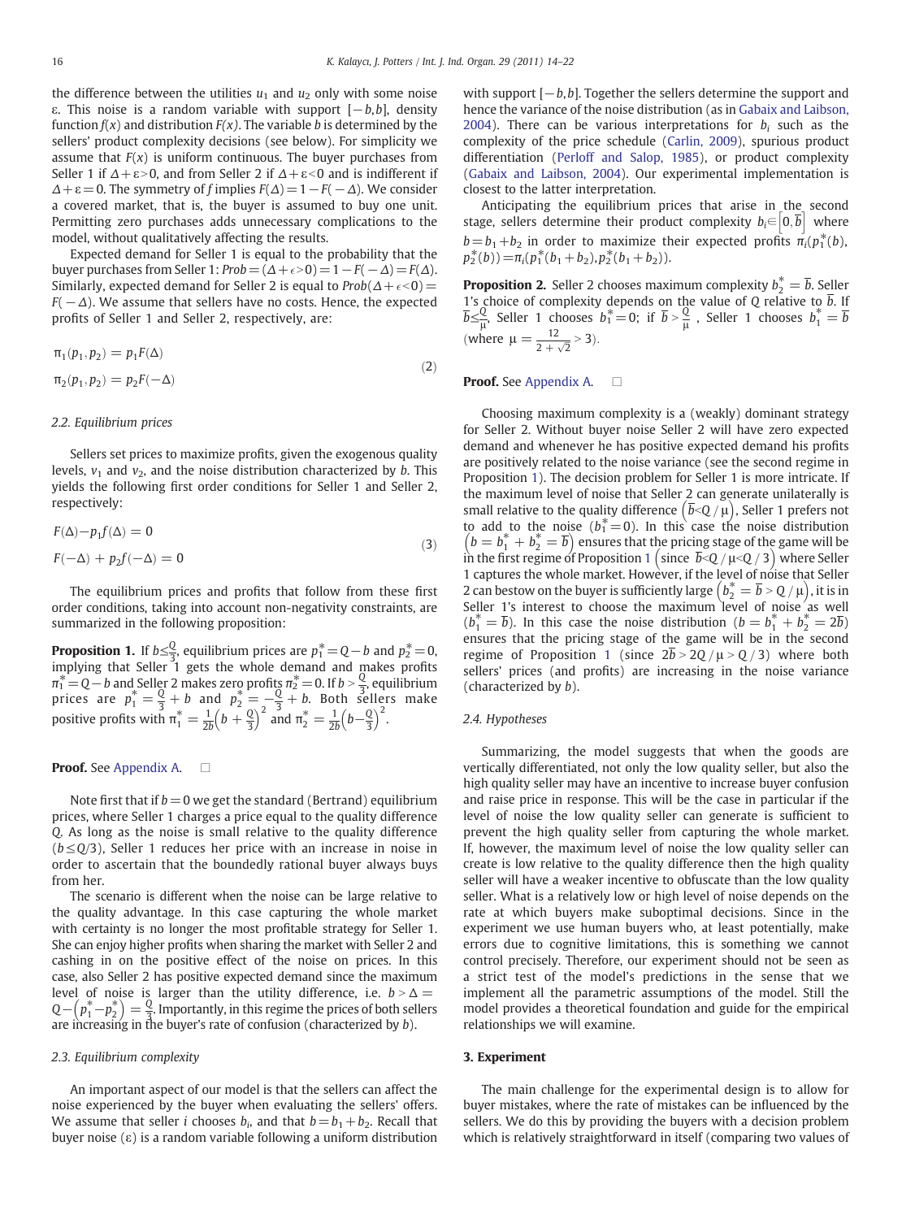the difference between the utilities $u_1$ and $u_2$ only with some noise ε. This noise is a random variable with support $[-b,b]$, density function $f(x)$ and distribution $F(x)$. The variable $b$ is determined by the sellers' product complexity decisions (see below). For simplicity we assume that $F(x)$ is uniform continuous. The buyer purchases from Seller 1 if $\Delta+\varepsilon>0$, and from Seller 2 if $\Delta+\varepsilon<0$ and is indifferent if $\Delta+\varepsilon=0$. The symmetry of $f$ implies $F(\Delta)=1-F(-\Delta)$. We consider a covered market, that is, the buyer is assumed to buy one unit. Permitting zero purchases adds unnecessary complications to the model, without qualitatively affecting the results.

Expected demand for Seller 1 is equal to the probability that the buyer purchases from Seller 1: $Prob=(\Delta+\epsilon>0)=1-F(-\Delta)=F(\Delta)$. Similarly, expected demand for Seller 2 is equal to $Prob(\Delta+\epsilon<0)=F(-\Delta)$. We assume that sellers have no costs. Hence, the expected profits of Seller 1 and Seller 2, respectively, are:

$$
\begin{aligned}
\pi_1(p_1,p_2) &= p_1 F(\Delta)\\
\pi_2(p_1,p_2) &= p_2 F(-\Delta)
\end{aligned}
\tag{2}
$$

### 2.2. Equilibrium prices

Sellers set prices to maximize profits, given the exogenous quality levels, $v_1$ and $v_2$, and the noise distribution characterized by $b$. This yields the following first order conditions for Seller 1 and Seller 2, respectively:

$$
\begin{aligned}
F(\Delta)-p_1 f(\Delta) &= 0\\
F(-\Delta)+p_2 f(-\Delta) &= 0
\end{aligned}
\tag{3}
$$

The equilibrium prices and profits that follow from these first order conditions, taking into account non-negativity constraints, are summarized in the following proposition:

**Proposition 1.** If $b\le\frac{Q}{3}$, equilibrium prices are $p_1^*=Q-b$ and $p_2^*=0$, implying that Seller 1 gets the whole demand and makes profits $\pi_1^*=Q-b$ and Seller 2 makes zero profits $\pi_2^*=0$. If $b>\frac{Q}{3}$, equilibrium prices are $p_1^*=\frac{Q}{3}+b$ and $p_2^*=-\frac{Q}{3}+b$. Both sellers make positive profits with $\pi_1^*=\frac{1}{2b}\left(b+\frac{Q}{3}\right)^2$ and $\pi_2^*=\frac{1}{2b}\left(b-\frac{Q}{3}\right)^2$.

**Proof.** See Appendix A. □

Note first that if $b=0$ we get the standard (Bertrand) equilibrium prices, where Seller 1 charges a price equal to the quality difference $Q$. As long as the noise is small relative to the quality difference ($b\le Q/3$), Seller 1 reduces her price with an increase in noise in order to ascertain that the boundedly rational buyer always buys from her.

The scenario is different when the noise can be large relative to the quality advantage. In this case capturing the whole market with certainty is no longer the most profitable strategy for Seller 1. She can enjoy higher profits when sharing the market with Seller 2 and cashing in on the positive effect of the noise on prices. In this case, also Seller 2 has positive expected demand since the maximum level of noise is larger than the utility difference, i.e. $b>\Delta=Q-\left(p_1^*-p_2^*\right)=\frac{Q}{3}$. Importantly, in this regime the prices of both sellers are increasing in the buyer's rate of confusion (characterized by $b$).

### 2.3. Equilibrium complexity

An important aspect of our model is that the sellers can affect the noise experienced by the buyer when evaluating the sellers' offers. We assume that seller $i$ chooses $b_i$, and that $b=b_1+b_2$. Recall that buyer noise (ε) is a random variable following a uniform distribution with support $[-b,b]$. Together the sellers determine the support and hence the variance of the noise distribution (as in Gabaix and Laibson, 2004). There can be various interpretations for $b_i$ such as the complexity of the price schedule (Carlin, 2009), spurious product differentiation (Perloff and Salop, 1985), or product complexity (Gabaix and Laibson, 2004). Our experimental implementation is closest to the latter interpretation.

Anticipating the equilibrium prices that arise in the second stage, sellers determine their product complexity $b_i\in\left[0,\overline{b}\right]$ where $b=b_1+b_2$ in order to maximize their expected profits $\pi_i(p_1^*(b),p_2^*(b))=\pi_i(p_1^*(b_1+b_2),p_2^*(b_1+b_2))$.

**Proposition 2.** Seller 2 chooses maximum complexity $b_2^*=\overline{b}$. Seller 1's choice of complexity depends on the value of $Q$ relative to $\overline{b}$. If $\overline{b}\le\frac{Q}{\mu}$, Seller 1 chooses $b_1^*=0$; if $\overline{b}>\frac{Q}{\mu}$, Seller 1 chooses $b_1^*=\overline{b}$ (where $\mu=\frac{12}{2+\sqrt{2}}>3$).

**Proof.** See Appendix A. □

Choosing maximum complexity is a (weakly) dominant strategy for Seller 2. Without buyer noise Seller 2 will have zero expected demand and whenever he has positive expected demand his profits are positively related to the noise variance (see the second regime in Proposition 1). The decision problem for Seller 1 is more intricate. If the maximum level of noise that Seller 2 can generate unilaterally is small relative to the quality difference $\left(\overline{b}<Q/\mu\right)$, Seller 1 prefers not to add to the noise ($b_1^*=0$). In this case the noise distribution $\left(b=b_1^*+b_2^*=\overline{b}\right)$ ensures that the pricing stage of the game will be in the first regime of Proposition 1 $\left(\text{since } \overline{b}<Q/\mu<Q/3\right)$ where Seller 1 captures the whole market. However, if the level of noise that Seller 2 can bestow on the buyer is sufficiently large $\left(b_2^*=\overline{b}>Q/\mu\right)$, it is in Seller 1's interest to choose the maximum level of noise as well $(b_1^*=\overline{b})$. In this case the noise distribution $(b=b_1^*+b_2^*=2\overline{b})$ ensures that the pricing stage of the game will be in the second regime of Proposition 1 (since $2\overline{b}>2Q/\mu>Q/3$) where both sellers' prices (and profits) are increasing in the noise variance (characterized by $b$).

### 2.4. Hypotheses

Summarizing, the model suggests that when the goods are vertically differentiated, not only the low quality seller, but also the high quality seller may have an incentive to increase buyer confusion and raise price in response. This will be the case in particular if the level of noise the low quality seller can generate is sufficient to prevent the high quality seller from capturing the whole market. If, however, the maximum level of noise the low quality seller can create is low relative to the quality difference then the high quality seller will have a weaker incentive to obfuscate than the low quality seller. What is a relatively low or high level of noise depends on the rate at which buyers make suboptimal decisions. Since in the experiment we use human buyers who, at least potentially, make errors due to cognitive limitations, this is something we cannot control precisely. Therefore, our experiment should not be seen as a strict test of the model's predictions in the sense that we implement all the parametric assumptions of the model. Still the model provides a theoretical foundation and guide for the empirical relationships we will examine.

## 3. Experiment

The main challenge for the experimental design is to allow for buyer mistakes, where the rate of mistakes can be influenced by the sellers. We do this by providing the buyers with a decision problem which is relatively straightforward in itself (comparing two values of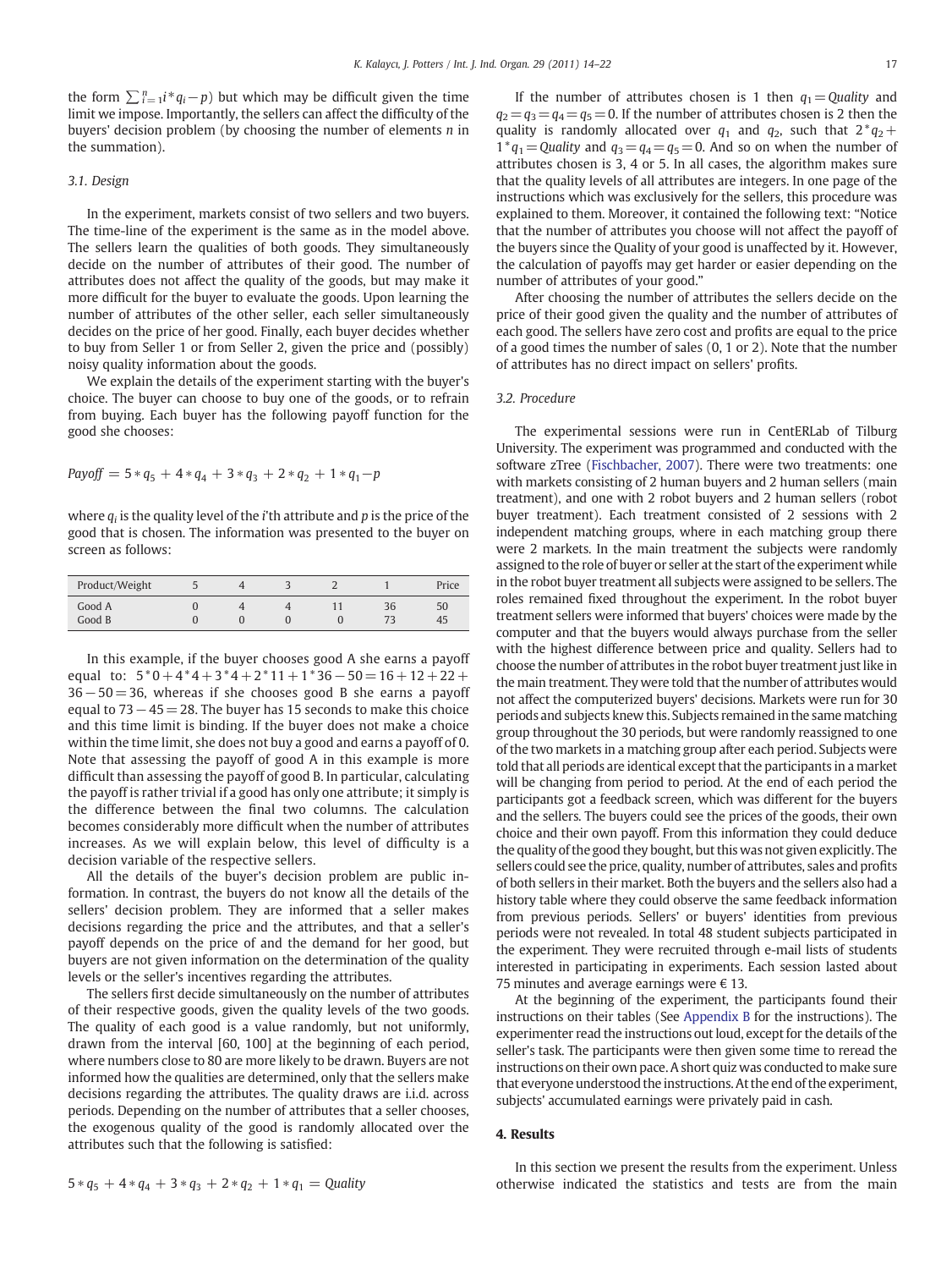the form $\sum_{i=1}^{n} i * q_i - p$) but which may be difficult given the time limit we impose. Importantly, the sellers can affect the difficulty of the buyers' decision problem (by choosing the number of elements $n$ in the summation).

### 3.1. Design

In the experiment, markets consist of two sellers and two buyers. The time-line of the experiment is the same as in the model above. The sellers learn the qualities of both goods. They simultaneously decide on the number of attributes of their good. The number of attributes does not affect the quality of the goods, but may make it more difficult for the buyer to evaluate the goods. Upon learning the number of attributes of the other seller, each seller simultaneously decides on the price of her good. Finally, each buyer decides whether to buy from Seller 1 or from Seller 2, given the price and (possibly) noisy quality information about the goods.

We explain the details of the experiment starting with the buyer's choice. The buyer can choose to buy one of the goods, or to refrain from buying. Each buyer has the following payoff function for the good she chooses:

$$Payoff = 5 * q_5 + 4 * q_4 + 3 * q_3 + 2 * q_2 + 1 * q_1 - p$$

where $q_i$ is the quality level of the $i$'th attribute and $p$ is the price of the good that is chosen. The information was presented to the buyer on screen as follows:

| Product/Weight | 5 | 4 | 3 | 2 | 1 | Price |
|---|---|---|---|---|---|---|
| Good A | 0 | 4 | 4 | 11 | 36 | 50 |
| Good B | 0 | 0 | 0 | 0 | 73 | 45 |

In this example, if the buyer chooses good A she earns a payoff equal to: $5*0+4*4+3*4+2*11+1*36-50=16+12+22+36-50=36$, whereas if she chooses good B she earns a payoff equal to $73-45=28$. The buyer has 15 seconds to make this choice and this time limit is binding. If the buyer does not make a choice within the time limit, she does not buy a good and earns a payoff of 0. Note that assessing the payoff of good A in this example is more difficult than assessing the payoff of good B. In particular, calculating the payoff is rather trivial if a good has only one attribute; it simply is the difference between the final two columns. The calculation becomes considerably more difficult when the number of attributes increases. As we will explain below, this level of difficulty is a decision variable of the respective sellers.

All the details of the buyer's decision problem are public information. In contrast, the buyers do not know all the details of the sellers' decision problem. They are informed that a seller makes decisions regarding the price and the attributes, and that a seller's payoff depends on the price of and the demand for her good, but buyers are not given information on the determination of the quality levels or the seller's incentives regarding the attributes.

The sellers first decide simultaneously on the number of attributes of their respective goods, given the quality levels of the two goods. The quality of each good is a value randomly, but not uniformly, drawn from the interval [60, 100] at the beginning of each period, where numbers close to 80 are more likely to be drawn. Buyers are not informed how the qualities are determined, only that the sellers make decisions regarding the attributes. The quality draws are i.i.d. across periods. Depending on the number of attributes that a seller chooses, the exogenous quality of the good is randomly allocated over the attributes such that the following is satisfied:

$$5 * q_5 + 4 * q_4 + 3 * q_3 + 2 * q_2 + 1 * q_1 = Quality$$

If the number of attributes chosen is 1 then $q_1 = Quality$ and $q_2 = q_3 = q_4 = q_5 = 0$. If the number of attributes chosen is 2 then the quality is randomly allocated over $q_1$ and $q_2$, such that $2*q_2+1*q_1 = Quality$ and $q_3 = q_4 = q_5 = 0$. And so on when the number of attributes chosen is 3, 4 or 5. In all cases, the algorithm makes sure that the quality levels of all attributes are integers. In one page of the instructions which was exclusively for the sellers, this procedure was explained to them. Moreover, it contained the following text: "Notice that the number of attributes you choose will not affect the payoff of the buyers since the Quality of your good is unaffected by it. However, the calculation of payoffs may get harder or easier depending on the number of attributes of your good."

After choosing the number of attributes the sellers decide on the price of their good given the quality and the number of attributes of each good. The sellers have zero cost and profits are equal to the price of a good times the number of sales (0, 1 or 2). Note that the number of attributes has no direct impact on sellers' profits.

### 3.2. Procedure

The experimental sessions were run in CentERLab of Tilburg University. The experiment was programmed and conducted with the software zTree (Fischbacher, 2007). There were two treatments: one with markets consisting of 2 human buyers and 2 human sellers (main treatment), and one with 2 robot buyers and 2 human sellers (robot buyer treatment). Each treatment consisted of 2 sessions with 2 independent matching groups, where in each matching group there were 2 markets. In the main treatment the subjects were randomly assigned to the role of buyer or seller at the start of the experiment while in the robot buyer treatment all subjects were assigned to be sellers. The roles remained fixed throughout the experiment. In the robot buyer treatment sellers were informed that buyers' choices were made by the computer and that the buyers would always purchase from the seller with the highest difference between price and quality. Sellers had to choose the number of attributes in the robot buyer treatment just like in the main treatment. They were told that the number of attributes would not affect the computerized buyers' decisions. Markets were run for 30 periods and subjects knew this. Subjects remained in the same matching group throughout the 30 periods, but were randomly reassigned to one of the two markets in a matching group after each period. Subjects were told that all periods are identical except that the participants in a market will be changing from period to period. At the end of each period the participants got a feedback screen, which was different for the buyers and the sellers. The buyers could see the prices of the goods, their own choice and their own payoff. From this information they could deduce the quality of the good they bought, but this was not given explicitly. The sellers could see the price, quality, number of attributes, sales and profits of both sellers in their market. Both the buyers and the sellers also had a history table where they could observe the same feedback information from previous periods. Sellers' or buyers' identities from previous periods were not revealed. In total 48 student subjects participated in the experiment. They were recruited through e-mail lists of students interested in participating in experiments. Each session lasted about 75 minutes and average earnings were € 13.

At the beginning of the experiment, the participants found their instructions on their tables (See Appendix B for the instructions). The experimenter read the instructions out loud, except for the details of the seller's task. The participants were then given some time to reread the instructions on their own pace. A short quiz was conducted to make sure that everyone understood the instructions. At the end of the experiment, subjects' accumulated earnings were privately paid in cash.

## 4. Results

In this section we present the results from the experiment. Unless otherwise indicated the statistics and tests are from the main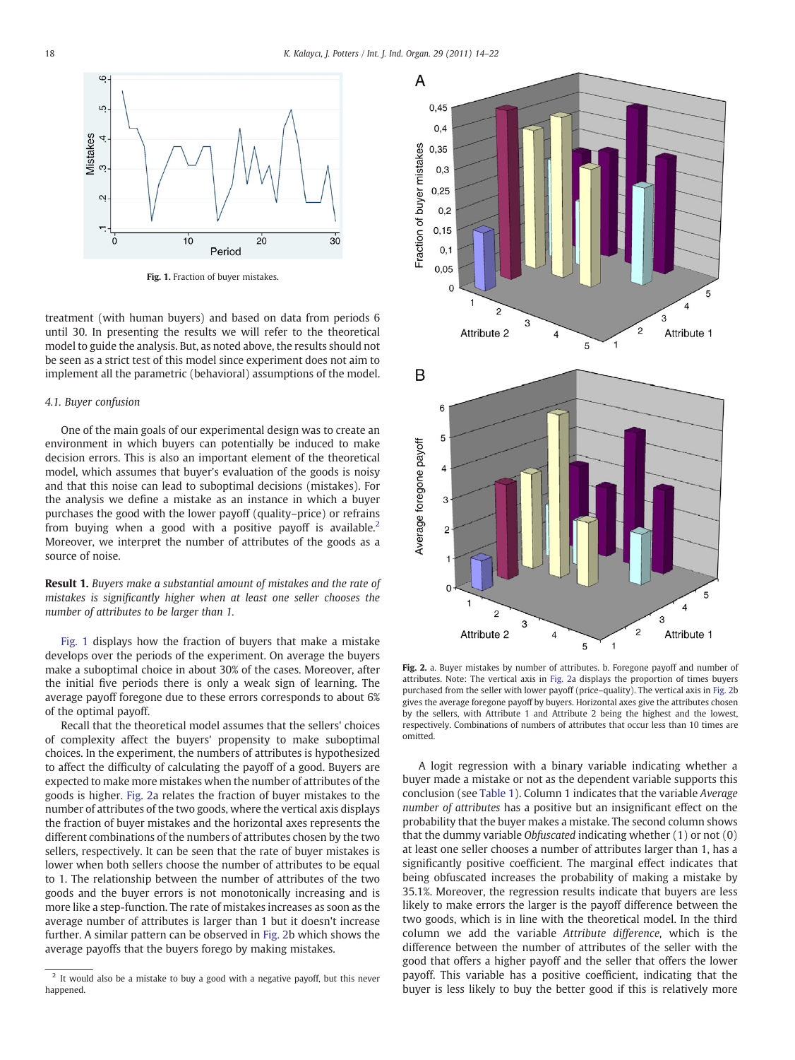Fig. 1. Fraction of buyer mistakes.

treatment (with human buyers) and based on data from periods 6 until 30. In presenting the results we will refer to the theoretical model to guide the analysis. But, as noted above, the results should not be seen as a strict test of this model since experiment does not aim to implement all the parametric (behavioral) assumptions of the model.

### 4.1. Buyer confusion

One of the main goals of our experimental design was to create an environment in which buyers can potentially be induced to make decision errors. This is also an important element of the theoretical model, which assumes that buyer's evaluation of the goods is noisy and that this noise can lead to suboptimal decisions (mistakes). For the analysis we define a mistake as an instance in which a buyer purchases the good with the lower payoff (quality–price) or refrains from buying when a good with a positive payoff is available.[2] Moreover, we interpret the number of attributes of the goods as a source of noise.

**Result 1.** *Buyers make a substantial amount of mistakes and the rate of mistakes is significantly higher when at least one seller chooses the number of attributes to be larger than 1.*

Fig. 1 displays how the fraction of buyers that make a mistake develops over the periods of the experiment. On average the buyers make a suboptimal choice in about 30% of the cases. Moreover, after the initial five periods there is only a weak sign of learning. The average payoff foregone due to these errors corresponds to about 6% of the optimal payoff.

Recall that the theoretical model assumes that the sellers' choices of complexity affect the buyers' propensity to make suboptimal choices. In the experiment, the numbers of attributes is hypothesized to affect the difficulty of calculating the payoff of a good. Buyers are expected to make more mistakes when the number of attributes of the goods is higher. Fig. 2a relates the fraction of buyer mistakes to the number of attributes of the two goods, where the vertical axis displays the fraction of buyer mistakes and the horizontal axes represents the different combinations of the numbers of attributes chosen by the two sellers, respectively. It can be seen that the rate of buyer mistakes is lower when both sellers choose the number of attributes to be equal to 1. The relationship between the number of attributes of the two goods and the buyer errors is not monotonically increasing and is more like a step-function. The rate of mistakes increases as soon as the average number of attributes is larger than 1 but it doesn't increase further. A similar pattern can be observed in Fig. 2b which shows the average payoffs that the buyers forego by making mistakes.

[2] It would also be a mistake to buy a good with a negative payoff, but this never happened.

**Fig. 2.** a. Buyer mistakes by number of attributes. b. Foregone payoff and number of attributes. Note: The vertical axis in Fig. 2a displays the proportion of times buyers purchased from the seller with lower payoff (price–quality). The vertical axis in Fig. 2b gives the average foregone payoff by buyers. Horizontal axes give the attributes chosen by the sellers, with Attribute 1 and Attribute 2 being the highest and the lowest, respectively. Combinations of numbers of attributes that occur less than 10 times are omitted.

A logit regression with a binary variable indicating whether a buyer made a mistake or not as the dependent variable supports this conclusion (see Table 1). Column 1 indicates that the variable *Average number of attributes* has a positive but an insignificant effect on the probability that the buyer makes a mistake. The second column shows that the dummy variable *Obfuscated* indicating whether (1) or not (0) at least one seller chooses a number of attributes larger than 1, has a significantly positive coefficient. The marginal effect indicates that being obfuscated increases the probability of making a mistake by 35.1%. Moreover, the regression results indicate that buyers are less likely to make errors the larger is the payoff difference between the two goods, which is in line with the theoretical model. In the third column we add the variable *Attribute difference,* which is the difference between the number of attributes of the seller with the good that offers a higher payoff and the seller that offers the lower payoff. This variable has a positive coefficient, indicating that the buyer is less likely to buy the better good if this is relatively more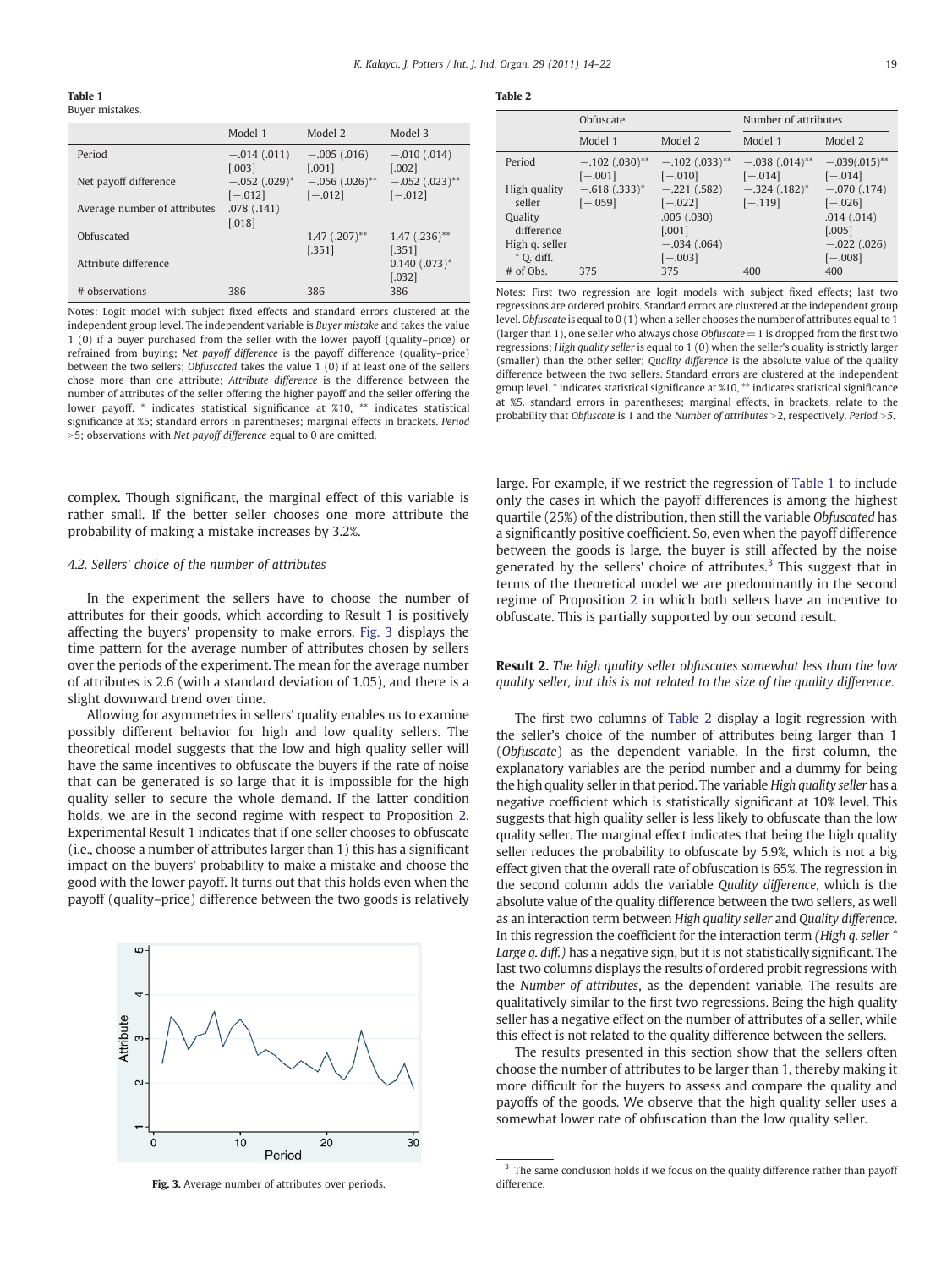**Table 1**
Buyer mistakes.

| | Model 1 | Model 2 | Model 3 |
|---|---|---|---|
| Period | −.014 (.011) [.003] | −.005 (.016) [.001] | −.010 (.014) [.002] |
| Net payoff difference | −.052 (.029)* [−.012] | −.056 (.026)** [−.012] | −.052 (.023)** [−.012] |
| Average number of attributes | .078 (.141) [.018] | | |
| Obfuscated | | 1.47 (.207)** [.351] | 1.47 (.236)** [.351] |
| Attribute difference | | | 0.140 (.073)* [.032] |
| # observations | 386 | 386 | 386 |

Notes: Logit model with subject fixed effects and standard errors clustered at the independent group level. The independent variable is *Buyer mistake* and takes the value 1 (0) if a buyer purchased from the seller with the lower payoff (quality–price) or refrained from buying; *Net payoff difference* is the payoff difference (quality–price) between the two sellers; *Obfuscated* takes the value 1 (0) if at least one of the sellers chose more than one attribute; *Attribute difference* is the difference between the number of attributes of the seller offering the higher payoff and the seller offering the lower payoff. * indicates statistical significance at %10, ** indicates statistical significance at %5; standard errors in parentheses; marginal effects in brackets. *Period* >5; observations with *Net payoff difference* equal to 0 are omitted.

**Table 2**

| | Obfuscate | | Number of attributes | |
|---|---|---|---|---|
| | Model 1 | Model 2 | Model 1 | Model 2 |
| Period | −.102 (.030)** [−.001] | −.102 (.033)** [−.010] | −.038 (.014)** [−.014] | −.039(.015)** [−.014] |
| High quality seller | −.618 (.333)* [−.059] | −.221 (.582) [−.022] | −.324 (.182)* [−.119] | −.070 (.174) [−.026] |
| Quality difference | | .005 (.030) [.001] | | .014 (.014) [.005] |
| High q. seller * Q. diff. | | −.034 (.064) [−.003] | | −.022 (.026) [−.008] |
| # of Obs. | 375 | 375 | 400 | 400 |

Notes: First two regression are logit models with subject fixed effects; last two regressions are ordered probits. Standard errors are clustered at the independent group level. *Obfuscate* is equal to 0 (1) when a seller chooses the number of attributes equal to 1 (larger than 1), one seller who always chose *Obfuscate* = 1 is dropped from the first two regressions; *High quality seller* is equal to 1 (0) when the seller's quality is strictly larger (smaller) than the other seller; *Quality difference* is the absolute value of the quality difference between the two sellers. Standard errors are clustered at the independent group level. * indicates statistical significance at %10, ** indicates statistical significance at %5. standard errors in parentheses; marginal effects, in brackets, relate to the probability that *Obfuscate* is 1 and the *Number of attributes* >2, respectively. *Period* >5.

complex. Though significant, the marginal effect of this variable is rather small. If the better seller chooses one more attribute the probability of making a mistake increases by 3.2%.

### 4.2. Sellers' choice of the number of attributes

In the experiment the sellers have to choose the number of attributes for their goods, which according to Result 1 is positively affecting the buyers' propensity to make errors. Fig. 3 displays the time pattern for the average number of attributes chosen by sellers over the periods of the experiment. The mean for the average number of attributes is 2.6 (with a standard deviation of 1.05), and there is a slight downward trend over time.

Allowing for asymmetries in sellers' quality enables us to examine possibly different behavior for high and low quality sellers. The theoretical model suggests that the low and high quality seller will have the same incentives to obfuscate the buyers if the rate of noise that can be generated is so large that it is impossible for the high quality seller to secure the whole demand. If the latter condition holds, we are in the second regime with respect to Proposition 2. Experimental Result 1 indicates that if one seller chooses to obfuscate (i.e., choose a number of attributes larger than 1) this has a significant impact on the buyers' probability to make a mistake and choose the good with the lower payoff. It turns out that this holds even when the payoff (quality–price) difference between the two goods is relatively

**Fig. 3.** Average number of attributes over periods.

large. For example, if we restrict the regression of Table 1 to include only the cases in which the payoff differences is among the highest quartile (25%) of the distribution, then still the variable *Obfuscated* has a significantly positive coefficient. So, even when the payoff difference between the goods is large, the buyer is still affected by the noise generated by the sellers' choice of attributes.[3] This suggest that in terms of the theoretical model we are predominantly in the second regime of Proposition 2 in which both sellers have an incentive to obfuscate. This is partially supported by our second result.

**Result 2.** *The high quality seller obfuscates somewhat less than the low quality seller, but this is not related to the size of the quality difference.*

The first two columns of Table 2 display a logit regression with the seller's choice of the number of attributes being larger than 1 (*Obfuscate*) as the dependent variable. In the first column, the explanatory variables are the period number and a dummy for being the high quality seller in that period. The variable *High quality seller* has a negative coefficient which is statistically significant at 10% level. This suggests that high quality seller is less likely to obfuscate than the low quality seller. The marginal effect indicates that being the high quality seller reduces the probability to obfuscate by 5.9%, which is not a big effect given that the overall rate of obfuscation is 65%. The regression in the second column adds the variable *Quality difference*, which is the absolute value of the quality difference between the two sellers, as well as an interaction term between *High quality seller* and *Quality difference*. In this regression the coefficient for the interaction term *(High q. seller * Large q. diff.)* has a negative sign, but it is not statistically significant. The last two columns displays the results of ordered probit regressions with the *Number of attributes*, as the dependent variable. The results are qualitatively similar to the first two regressions. Being the high quality seller has a negative effect on the number of attributes of a seller, while this effect is not related to the quality difference between the sellers.

The results presented in this section show that the sellers often choose the number of attributes to be larger than 1, thereby making it more difficult for the buyers to assess and compare the quality and payoffs of the goods. We observe that the high quality seller uses a somewhat lower rate of obfuscation than the low quality seller.

[3] The same conclusion holds if we focus on the quality difference rather than payoff difference.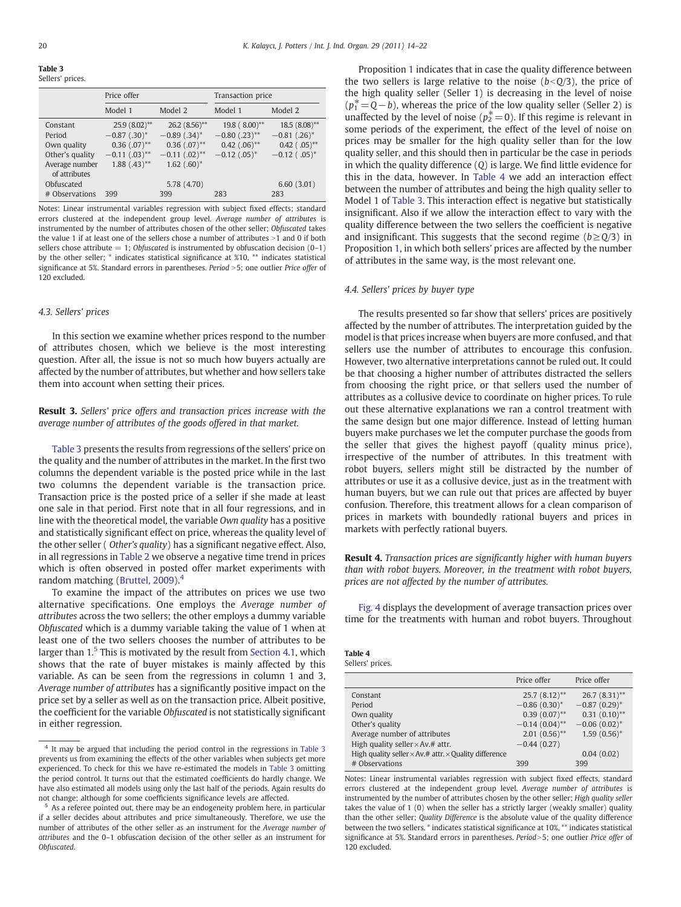**Table 3**
Sellers' prices.

| | Price offer | | Transaction price | |
|---|---|---|---|---|
| | Model 1 | Model 2 | Model 1 | Model 2 |
| Constant | 25.9 (8.02)** | 26.2 (8.56)** | 19.8 ( 8.00)** | 18.5 (8.08)** |
| Period | −0.87 (.30)* | −0.89 (.34)* | −0.80 (.23)** | −0.81 (.26)* |
| Own quality | 0.36 (.07)** | 0.36 (.07)** | 0.42 (.06)** | 0.42 ( .05)** |
| Other's quality | −0.11 (.03)** | −0.11 (.02)** | −0.12 (.05)* | −0.12 ( .05)* |
| Average number of attributes | 1.88 (.43)** | 1.62 (.60)* | | |
| Obfuscated | | 5.78 (4.70) | | 6.60 (3.01) |
| # Observations | 399 | 399 | 283 | 283 |

Notes: Linear instrumental variables regression with subject fixed effects; standard errors clustered at the independent group level. *Average number of attributes* is instrumented by the number of attributes chosen of the other seller; *Obfuscated* takes the value 1 if at least one of the sellers chose a number of attributes >1 and 0 if both sellers chose attribute = 1; *Obfuscated* is instrumented by obfuscation decision (0–1) by the other seller; * indicates statistical significance at %10, ** indicates statistical significance at 5%. Standard errors in parentheses. *Period* >5; one outlier *Price offer* of 120 excluded.

### 4.3. Sellers' prices

In this section we examine whether prices respond to the number of attributes chosen, which we believe is the most interesting question. After all, the issue is not so much how buyers actually are affected by the number of attributes, but whether and how sellers take them into account when setting their prices.

**Result 3.** *Sellers' price offers and transaction prices increase with the average number of attributes of the goods offered in that market.*

Table 3 presents the results from regressions of the sellers' price on the quality and the number of attributes in the market. In the first two columns the dependent variable is the posted price while in the last two columns the dependent variable is the transaction price. Transaction price is the posted price of a seller if she made at least one sale in that period. First note that in all four regressions, and in line with the theoretical model, the variable *Own quality* has a positive and statistically significant effect on price, whereas the quality level of the other seller ( *Other's quality*) has a significant negative effect. Also, in all regressions in Table 2 we observe a negative time trend in prices which is often observed in posted offer market experiments with random matching (Bruttel, 2009).[4]

To examine the impact of the attributes on prices we use two alternative specifications. One employs the *Average number of attributes* across the two sellers; the other employs a dummy variable *Obfuscated* which is a dummy variable taking the value of 1 when at least one of the two sellers chooses the number of attributes to be larger than 1.[5] This is motivated by the result from Section 4.1, which shows that the rate of buyer mistakes is mainly affected by this variable. As can be seen from the regressions in column 1 and 3, *Average number of attributes* has a significantly positive impact on the price set by a seller as well as on the transaction price. Albeit positive, the coefficient for the variable *Obfuscated* is not statistically significant in either regression.

Proposition 1 indicates that in case the quality difference between the two sellers is large relative to the noise ($b<Q/3$), the price of the high quality seller (Seller 1) is decreasing in the level of noise ($p_1^*=Q-b$), whereas the price of the low quality seller (Seller 2) is unaffected by the level of noise ($p_2^*=0$). If this regime is relevant in some periods of the experiment, the effect of the level of noise on prices may be smaller for the high quality seller than for the low quality seller, and this should then in particular be the case in periods in which the quality difference ($Q$) is large. We find little evidence for this in the data, however. In Table 4 we add an interaction effect between the number of attributes and being the high quality seller to Model 1 of Table 3. This interaction effect is negative but statistically insignificant. Also if we allow the interaction effect to vary with the quality difference between the two sellers the coefficient is negative and insignificant. This suggests that the second regime ($b \geq Q/3$) in Proposition 1, in which both sellers' prices are affected by the number of attributes in the same way, is the most relevant one.

### 4.4. Sellers' prices by buyer type

The results presented so far show that sellers' prices are positively affected by the number of attributes. The interpretation guided by the model is that prices increase when buyers are more confused, and that sellers use the number of attributes to encourage this confusion. However, two alternative interpretations cannot be ruled out. It could be that choosing a higher number of attributes distracted the sellers from choosing the right price, or that sellers used the number of attributes as a collusive device to coordinate on higher prices. To rule out these alternative explanations we ran a control treatment with the same design but one major difference. Instead of letting human buyers make purchases we let the computer purchase the goods from the seller that gives the highest payoff (quality minus price), irrespective of the number of attributes. In this treatment with robot buyers, sellers might still be distracted by the number of attributes or use it as a collusive device, just as in the treatment with human buyers, but we can rule out that prices are affected by buyer confusion. Therefore, this treatment allows for a clean comparison of prices in markets with boundedly rational buyers and prices in markets with perfectly rational buyers.

**Result 4.** *Transaction prices are significantly higher with human buyers than with robot buyers. Moreover, in the treatment with robot buyers, prices are not affected by the number of attributes.*

Fig. 4 displays the development of average transaction prices over time for the treatments with human and robot buyers. Throughout

**Table 4**
Sellers' prices.

| | Price offer | Price offer |
|---|---|---|
| Constant | 25.7 (8.12)** | 26.7 (8.31)** |
| Period | −0.86 (0.30)* | −0.87 (0.29)* |
| Own quality | 0.39 (0.07)** | 0.31 (0.10)** |
| Other's quality | −0.14 (0.04)** | −0.06 (0.02)* |
| Average number of attributes | 2.01 (0.56)** | 1.59 (0.56)* |
| High quality seller × Av.# attr. | −0.44 (0.27) | |
| High quality seller × Av.# attr. × Quality difference | | 0.04 (0.02) |
| # Observations | 399 | 399 |

Notes: Linear instrumental variables regression with subject fixed effects, standard errors clustered at the independent group level. *Average number of attributes* is instrumented by the number of attributes chosen by the other seller; *High quality seller* takes the value of 1 (0) when the seller has a strictly larger (weakly smaller) quality than the other seller; *Quality Difference* is the absolute value of the quality difference between the two sellers. * indicates statistical significance at 10%, ** indicates statistical significance at 5%. Standard errors in parentheses. *Period*>5; one outlier *Price offer* of 120 excluded.

[4] It may be argued that including the period control in the regressions in Table 3 prevents us from examining the effects of the other variables when subjects get more experienced. To check for this we have re-estimated the models in Table 3 omitting the period control. It turns out that the estimated coefficients do hardly change. We have also estimated all models using only the last half of the periods. Again results do not change; although for some coefficients significance levels are affected.

[5] As a referee pointed out, there may be an endogeneity problem here, in particular if a seller decides about attributes and price simultaneously. Therefore, we use the number of attributes of the other seller as an instrument for the *Average number of attributes* and the 0–1 obfuscation decision of the other seller as an instrument for *Obfuscated*.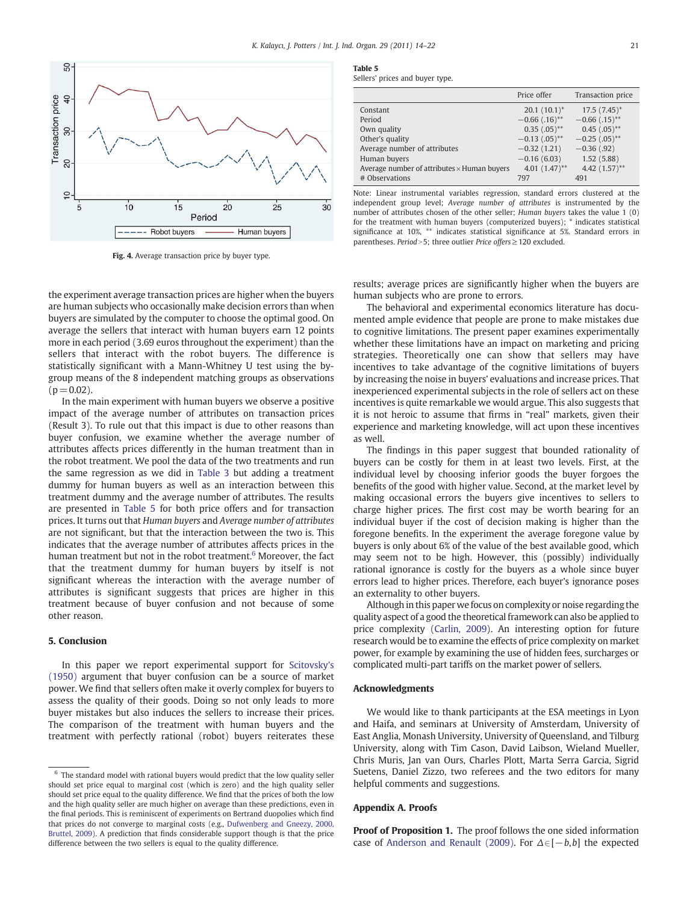Fig. 4. Average transaction price by buyer type.

**Table 5**
Sellers' prices and buyer type.

| | Price offer | Transaction price |
|---|---|---|
| Constant | 20.1 (10.1)* | 17.5 (7.45)* |
| Period | −0.66 (.16)** | −0.66 (.15)** |
| Own quality | 0.35 (.05)** | 0.45 (.05)** |
| Other's quality | −0.13 (.05)** | −0.25 (.05)** |
| Average number of attributes | −0.32 (1.21) | −0.36 (.92) |
| Human buyers | −0.16 (6.03) | 1.52 (5.88) |
| Average number of attributes × Human buyers | 4.01 (1.47)** | 4.42 (1.57)** |
| # Observations | 797 | 491 |

Note: Linear instrumental variables regression, standard errors clustered at the independent group level; *Average number of attributes* is instrumented by the number of attributes chosen of the other seller; *Human buyers* takes the value 1 (0) for the treatment with human buyers (computerized buyers); * indicates statistical significance at 10%, ** indicates statistical significance at 5%. Standard errors in parentheses. *Period*>5; three outlier *Price offers*≥120 excluded.

the experiment average transaction prices are higher when the buyers are human subjects who occasionally make decision errors than when buyers are simulated by the computer to choose the optimal good. On average the sellers that interact with human buyers earn 12 points more in each period (3.69 euros throughout the experiment) than the sellers that interact with the robot buyers. The difference is statistically significant with a Mann-Whitney U test using the by-group means of the 8 independent matching groups as observations ($p = 0.02$).

In the main experiment with human buyers we observe a positive impact of the average number of attributes on transaction prices (Result 3). To rule out that this impact is due to other reasons than buyer confusion, we examine whether the average number of attributes affects prices differently in the human treatment than in the robot treatment. We pool the data of the two treatments and run the same regression as we did in Table 3 but adding a treatment dummy for human buyers as well as an interaction between this treatment dummy and the average number of attributes. The results are presented in Table 5 for both price offers and for transaction prices. It turns out that *Human buyers* and *Average number of attributes* are not significant, but that the interaction between the two is. This indicates that the average number of attributes affects prices in the human treatment but not in the robot treatment.[6] Moreover, the fact that the treatment dummy for human buyers by itself is not significant whereas the interaction with the average number of attributes is significant suggests that prices are higher in this treatment because of buyer confusion and not because of some other reason.

## 5. Conclusion

In this paper we report experimental support for Scitovsky's (1950) argument that buyer confusion can be a source of market power. We find that sellers often make it overly complex for buyers to assess the quality of their goods. Doing so not only leads to more buyer mistakes but also induces the sellers to increase their prices. The comparison of the treatment with human buyers and the treatment with perfectly rational (robot) buyers reiterates these results; average prices are significantly higher when the buyers are human subjects who are prone to errors.

The behavioral and experimental economics literature has documented ample evidence that people are prone to make mistakes due to cognitive limitations. The present paper examines experimentally whether these limitations have an impact on marketing and pricing strategies. Theoretically one can show that sellers may have incentives to take advantage of the cognitive limitations of buyers by increasing the noise in buyers' evaluations and increase prices. That inexperienced experimental subjects in the role of sellers act on these incentives is quite remarkable we would argue. This also suggests that it is not heroic to assume that firms in "real" markets, given their experience and marketing knowledge, will act upon these incentives as well.

The findings in this paper suggest that bounded rationality of buyers can be costly for them in at least two levels. First, at the individual level by choosing inferior goods the buyer forgoes the benefits of the good with higher value. Second, at the market level by making occasional errors the buyers give incentives to sellers to charge higher prices. The first cost may be worth bearing for an individual buyer if the cost of decision making is higher than the foregone benefits. In the experiment the average foregone value by buyers is only about 6% of the value of the best available good, which may seem not to be high. However, this (possibly) individually rational ignorance is costly for the buyers as a whole since buyer errors lead to higher prices. Therefore, each buyer's ignorance poses an externality to other buyers.

Although in this paper we focus on complexity or noise regarding the quality aspect of a good the theoretical framework can also be applied to price complexity (Carlin, 2009). An interesting option for future research would be to examine the effects of price complexity on market power, for example by examining the use of hidden fees, surcharges or complicated multi-part tariffs on the market power of sellers.

## Acknowledgments

We would like to thank participants at the ESA meetings in Lyon and Haifa, and seminars at University of Amsterdam, University of East Anglia, Monash University, University of Queensland, and Tilburg University, along with Tim Cason, David Laibson, Wieland Mueller, Chris Muris, Jan van Ours, Charles Plott, Marta Serra Garcia, Sigrid Suetens, Daniel Zizzo, two referees and the two editors for many helpful comments and suggestions.

## Appendix A. Proofs

**Proof of Proposition 1.** The proof follows the one sided information case of Anderson and Renault (2009). For $\Delta \in [-b, b]$ the expected

[6] The standard model with rational buyers would predict that the low quality seller should set price equal to marginal cost (which is zero) and the high quality seller should set price equal to the quality difference. We find that the prices of both the low and the high quality seller are much higher on average than these predictions, even in the final periods. This is reminiscent of experiments on Bertrand duopolies which find that prices do not converge to marginal costs (e.g., Dufwenberg and Gneezy, 2000, Bruttel, 2009). A prediction that finds considerable support though is that the price difference between the two sellers is equal to the quality difference.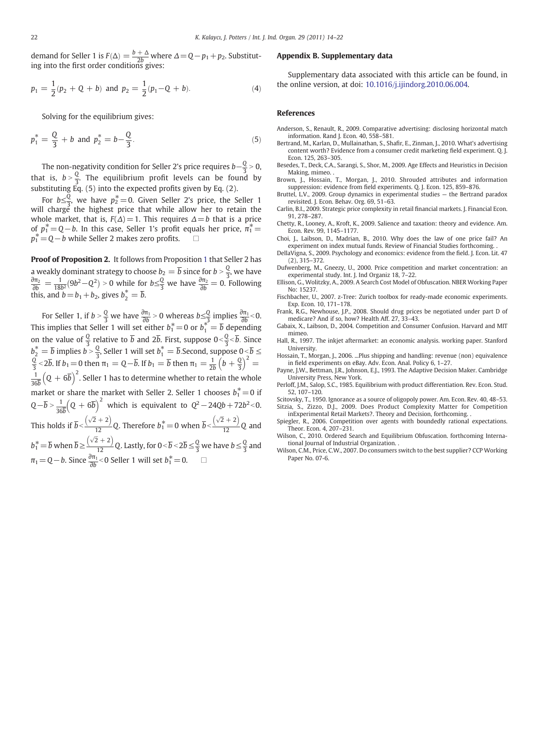demand for Seller 1 is $F(\Delta) = \frac{b+\Delta}{2b}$ where $\Delta = Q - p_1 + p_2$. Substituting into the first order conditions gives:

$$p_1 = \frac{1}{2}(p_2 + Q + b) \text{ and } p_2 = \frac{1}{2}(p_1 - Q + b). \quad (4)$$

Solving for the equilibrium gives:

$$p_1^* = \frac{Q}{3} + b \text{ and } p_2^* = b - \frac{Q}{3}. \quad (5)$$

The non-negativity condition for Seller 2's price requires $b - \frac{Q}{3} > 0$, that is, $b > \frac{Q}{3}$. The equilibrium profit levels can be found by substituting Eq. (5) into the expected profits given by Eq. (2).

For $b \le \frac{Q}{3}$, we have $p_2^* = 0$. Given Seller 2's price, the Seller 1 will charge the highest price that while allow her to retain the whole market, that is, $F(\Delta) = 1$. This requires $\Delta = b$ that is a price of $p_1^* = Q - b$. In this case, Seller 1's profit equals her price, $\pi_1^* = p_1^* = Q - b$ while Seller 2 makes zero profits. □

**Proof of Proposition 2.** It follows from Proposition 1 that Seller 2 has a weakly dominant strategy to choose $b_2 = \overline{b}$ since for $b > \frac{Q}{3}$, we have $\frac{\partial \pi_2}{\partial b} = \frac{1}{18b^2}(9b^2 - Q^2) > 0$ while for $b \le \frac{Q}{3}$ we have $\frac{\partial \pi_2}{\partial b} = 0$. Following this, and $b = b_1 + b_2$, gives $b_2^* = \overline{b}$.

For Seller 1, if $b > \frac{Q}{3}$ we have $\frac{\partial \pi_1}{\partial b} > 0$ whereas $b \le \frac{Q}{3}$ implies $\frac{\partial \pi_1}{\partial b} < 0$. This implies that Seller 1 will set either $b_1^* = 0$ or $b_1^* = \overline{b}$ depending on the value of $\frac{Q}{3}$ relative to $\overline{b}$ and $2\overline{b}$. First, suppose $0 < \frac{Q}{3} < \overline{b}$. Since $b_2^* = \overline{b}$ implies $b > \frac{Q}{3}$, Seller 1 will set $b_1^* = \overline{b}$. Second, suppose $0 < \overline{b} \le \frac{Q}{3} < 2\overline{b}$. If $b_1 = 0$ then $\pi_1 = Q - \overline{b}$. If $b_1 = \overline{b}$ then $\pi_1 = \frac{1}{2b}\left(b + \frac{Q}{3}\right)^2 = \frac{1}{36\overline{b}}\left(Q + 6\overline{b}\right)^2$. Seller 1 has to determine whether to retain the whole market or share the market with Seller 2. Seller 1 chooses $b_1^* = 0$ if $Q - \overline{b} > \frac{1}{36\overline{b}}\left(Q + 6\overline{b}\right)^2$ which is equivalent to $Q^2 - 24Q\overline{b} + 72\overline{b}^2 < 0$. This holds if $\overline{b} < \frac{\left(\sqrt{2}+2\right)}{12}Q$. Therefore $b_1^* = 0$ when $\overline{b} < \frac{\left(\sqrt{2}+2\right)}{12}Q$ and $b_1^* = \overline{b}$ when $\overline{b} \ge \frac{\left(\sqrt{2}+2\right)}{12}Q$. Lastly, for $0 < \overline{b} < 2\overline{b} \le \frac{Q}{3}$ we have $b \le \frac{Q}{3}$ and $\pi_1 = Q - b$. Since $\frac{\partial \pi_1}{\partial b} < 0$ Seller 1 will set $b_1^* = 0$. □

## Appendix B. Supplementary data

Supplementary data associated with this article can be found, in the online version, at doi: 10.1016/j.ijindorg.2010.06.004.

## References

Anderson, S., Renault, R., 2009. Comparative advertising: disclosing horizontal match information. Rand J. Econ. 40, 558–581.

Bertrand, M., Karlan, D., Mullainathan, S., Shafir, E., Zinman, J., 2010. What's advertising content worth? Evidence from a consumer credit marketing field experiment. Q. J. Econ. 125, 263–305.

Besedes, T., Deck, C.A., Sarangi, S., Shor, M., 2009. Age Effects and Heuristics in Decision Making, mimeo. .

Brown, J., Hossain, T., Morgan, J., 2010. Shrouded attributes and information suppression: evidence from field experiments. Q. J. Econ. 125, 859–876.

Bruttel, L.V., 2009. Group dynamics in experimental studies — the Bertrand paradox revisited. J. Econ. Behav. Org. 69, 51–63.

Carlin, B.I., 2009. Strategic price complexity in retail financial markets. J. Financial Econ. 91, 278–287.

Chetty, R., Looney, A., Kroft, K., 2009. Salience and taxation: theory and evidence. Am. Econ. Rev. 99, 1145–1177.

Choi, J., Laibson, D., Madrian, B., 2010. Why does the law of one price fail? An experiment on index mutual funds. Review of Financial Studies forthcoming. .

DellaVigna, S., 2009. Psychology and economics: evidence from the field. J. Econ. Lit. 47 (2), 315–372.

Dufwenberg, M., Gneezy, U., 2000. Price competition and market concentration: an experimental study. Int. J. Ind Organiz 18, 7–22.

Ellison, G., Wolitzky, A., 2009. A Search Cost Model of Obfuscation. NBER Working Paper No: 15237.

Fischbacher, U., 2007. z-Tree: Zurich toolbox for ready-made economic experiments. Exp. Econ. 10, 171–178.

Frank, R.G., Newhouse, J.P., 2008. Should drug prices be negotiated under part D of medicare? And if so, how? Health Aff. 27, 33–43.

Gabaix, X., Laibson, D., 2004. Competition and Consumer Confusion. Harvard and MIT mimeo.

Hall, R., 1997. The inkjet aftermarket: an economic analysis. working paper. Stanford University.

Hossain, T., Morgan, J., 2006. ...Plus shipping and handling: revenue (non) equivalence in field experiments on eBay. Adv. Econ. Anal. Policy 6, 1–27.

Payne, J.W., Bettman, J.R., Johnson, E.J., 1993. The Adaptive Decision Maker. Cambridge University Press, New York.

Perloff, J.M., Salop, S.C., 1985. Equilibrium with product differentiation. Rev. Econ. Stud. 52, 107–120.

Scitovsky, T., 1950. Ignorance as a source of oligopoly power. Am. Econ. Rev. 40, 48–53.

Sitzia, S., Zizzo, D.J., 2009. Does Product Complexity Matter for Competition inExperimental Retail Markets?. Theory and Decision, forthcoming. .

Spiegler, R., 2006. Competition over agents with boundedly rational expectations. Theor. Econ. 4, 207–231.

Wilson, C., 2010. Ordered Search and Equilibrium Obfuscation. forthcoming International Journal of Industrial Organization. .

Wilson, C.M., Price, C.W., 2007. Do consumers switch to the best supplier? CCP Working Paper No. 07-6.